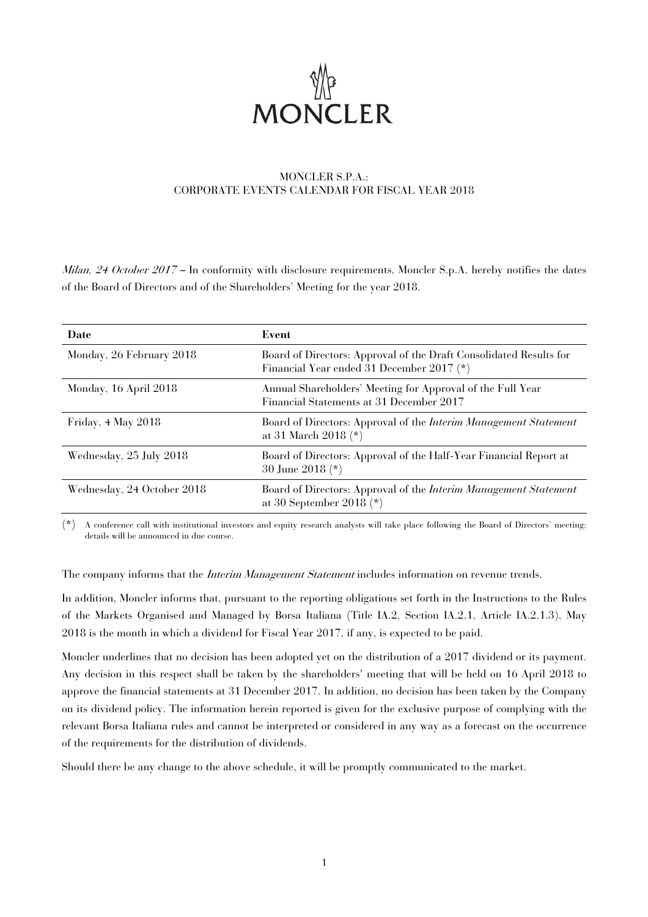# MONCLER

MONCLER S.P.A.:
CORPORATE EVENTS CALENDAR FOR FISCAL YEAR 2018

*Milan, 24 October 2017* – In conformity with disclosure requirements, Moncler S.p.A. hereby notifies the dates of the Board of Directors and of the Shareholders' Meeting for the year 2018.

| Date | Event |
|---|---|
| Monday, 26 February 2018 | Board of Directors: Approval of the Draft Consolidated Results for Financial Year ended 31 December 2017 (*) |
| Monday, 16 April 2018 | Annual Shareholders' Meeting for Approval of the Full Year Financial Statements at 31 December 2017 |
| Friday, 4 May 2018 | Board of Directors: Approval of the *Interim Management Statement* at 31 March 2018 (*) |
| Wednesday, 25 July 2018 | Board of Directors: Approval of the Half-Year Financial Report at 30 June 2018 (*) |
| Wednesday, 24 October 2018 | Board of Directors: Approval of the *Interim Management Statement* at 30 September 2018 (*) |

(*) A conference call with institutional investors and equity research analysts will take place following the Board of Directors' meeting; details will be announced in due course.

The company informs that the *Interim Management Statement* includes information on revenue trends.

In addition, Moncler informs that, pursuant to the reporting obligations set forth in the Instructions to the Rules of the Markets Organised and Managed by Borsa Italiana (Title IA.2, Section IA.2.1, Article IA.2.1.3), May 2018 is the month in which a dividend for Fiscal Year 2017, if any, is expected to be paid.

Moncler underlines that no decision has been adopted yet on the distribution of a 2017 dividend or its payment. Any decision in this respect shall be taken by the shareholders' meeting that will be held on 16 April 2018 to approve the financial statements at 31 December 2017. In addition, no decision has been taken by the Company on its dividend policy. The information herein reported is given for the exclusive purpose of complying with the relevant Borsa Italiana rules and cannot be interpreted or considered in any way as a forecast on the occurrence of the requirements for the distribution of dividends.

Should there be any change to the above schedule, it will be promptly communicated to the market.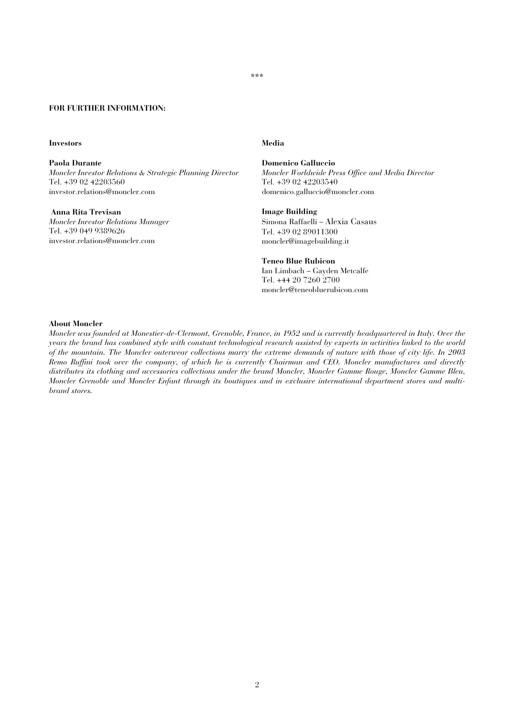\*\*\*

**FOR FURTHER INFORMATION:**

**Investors**

**Paola Durante**
*Moncler Investor Relations & Strategic Planning Director*
Tel. +39 02 42203560
investor.relations@moncler.com

**Anna Rita Trevisan**
*Moncler Investor Relations Manager*
Tel. +39 049 9389626
investor.relations@moncler.com

**Media**

**Domenico Galluccio**
*Moncler Worldwide Press Office and Media Director*
Tel. +39 02 42203540
domenico.galluccio@moncler.com

**Image Building**
Simona Raffaelli – Alexia Casaus
Tel. +39 02 89011300
moncler@imagebuilding.it

**Teneo Blue Rubicon**
Ian Limbach – Gayden Metcalfe
Tel. +44 20 7260 2700
moncler@teneobluerubicon.com

**About Moncler**

*Moncler was founded at Monestier-de-Clermont, Grenoble, France, in 1952 and is currently headquartered in Italy. Over the years the brand has combined style with constant technological research assisted by experts in activities linked to the world of the mountain. The Moncler outerwear collections marry the extreme demands of nature with those of city life. In 2003 Remo Ruffini took over the company, of which he is currently Chairman and CEO. Moncler manufactures and directly distributes its clothing and accessories collections under the brand Moncler, Moncler Gamme Rouge, Moncler Gamme Bleu, Moncler Grenoble and Moncler Enfant through its boutiques and in exclusive international department stores and multi-brand stores.*